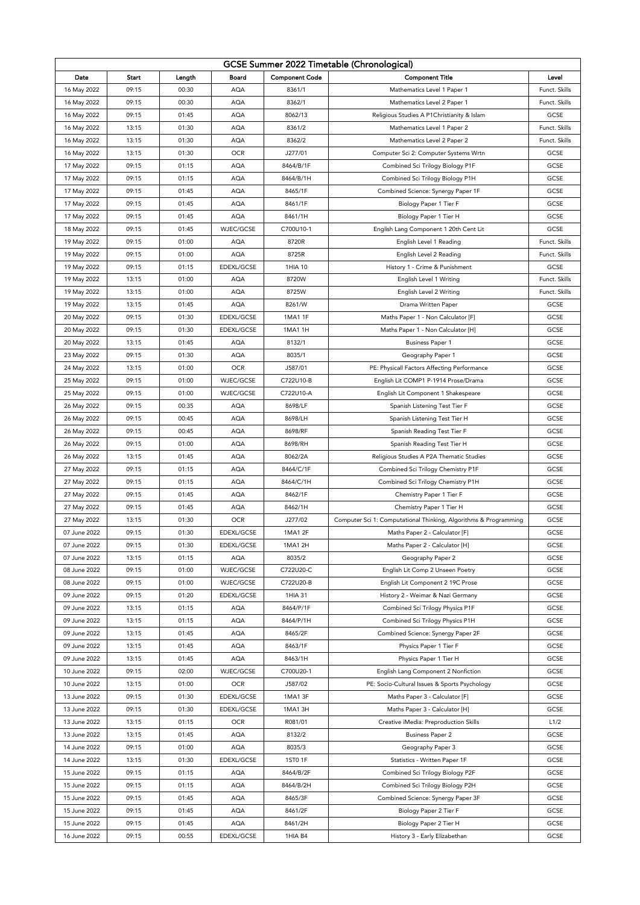## GCSE Summer 2022 Timetable (Chronological)

| Date | Start | Length | Board | Component Code | Component Title | Level |
|---|---|---|---|---|---|---|
| 16 May 2022 | 09:15 | 00:30 | AQA | 8361/1 | Mathematics Level 1 Paper 1 | Funct. Skills |
| 16 May 2022 | 09:15 | 00:30 | AQA | 8362/1 | Mathematics Level 2 Paper 1 | Funct. Skills |
| 16 May 2022 | 09:15 | 01:45 | AQA | 8062/13 | Religious Studies A P1Christianity & Islam | GCSE |
| 16 May 2022 | 13:15 | 01:30 | AQA | 8361/2 | Mathematics Level 1 Paper 2 | Funct. Skills |
| 16 May 2022 | 13:15 | 01:30 | AQA | 8362/2 | Mathematics Level 2 Paper 2 | Funct. Skills |
| 16 May 2022 | 13:15 | 01:30 | OCR | J277/01 | Computer Sci 2: Computer Systems Wrtn | GCSE |
| 17 May 2022 | 09:15 | 01:15 | AQA | 8464/B/1F | Combined Sci Trilogy Biology P1F | GCSE |
| 17 May 2022 | 09:15 | 01:15 | AQA | 8464/B/1H | Combined Sci Trilogy Biology P1H | GCSE |
| 17 May 2022 | 09:15 | 01:45 | AQA | 8465/1F | Combined Science: Synergy Paper 1F | GCSE |
| 17 May 2022 | 09:15 | 01:45 | AQA | 8461/1F | Biology Paper 1 Tier F | GCSE |
| 17 May 2022 | 09:15 | 01:45 | AQA | 8461/1H | Biology Paper 1 Tier H | GCSE |
| 18 May 2022 | 09:15 | 01:45 | WJEC/GCSE | C700U10-1 | English Lang Component 1 20th Cent Lit | GCSE |
| 19 May 2022 | 09:15 | 01:00 | AQA | 8720R | English Level 1 Reading | Funct. Skills |
| 19 May 2022 | 09:15 | 01:00 | AQA | 8725R | English Level 2 Reading | Funct. Skills |
| 19 May 2022 | 09:15 | 01:15 | EDEXL/GCSE | 1HIA 10 | History 1 - Crime & Punishment | GCSE |
| 19 May 2022 | 13:15 | 01:00 | AQA | 8720W | English Level 1 Writing | Funct. Skills |
| 19 May 2022 | 13:15 | 01:00 | AQA | 8725W | English Level 2 Writing | Funct. Skills |
| 19 May 2022 | 13:15 | 01:45 | AQA | 8261/W | Drama Written Paper | GCSE |
| 20 May 2022 | 09:15 | 01:30 | EDEXL/GCSE | 1MA1 1F | Maths Paper 1 - Non Calculator [F] | GCSE |
| 20 May 2022 | 09:15 | 01:30 | EDEXL/GCSE | 1MA1 1H | Maths Paper 1 - Non Calculator [H] | GCSE |
| 20 May 2022 | 13:15 | 01:45 | AQA | 8132/1 | Business Paper 1 | GCSE |
| 23 May 2022 | 09:15 | 01:30 | AQA | 8035/1 | Geography Paper 1 | GCSE |
| 24 May 2022 | 13:15 | 01:00 | OCR | J587/01 | PE: Physicall Factors Affecting Performance | GCSE |
| 25 May 2022 | 09:15 | 01:00 | WJEC/GCSE | C722U10-B | English Lit COMP1 P-1914 Prose/Drama | GCSE |
| 25 May 2022 | 09:15 | 01:00 | WJEC/GCSE | C722U10-A | English Lit Component 1 Shakespeare | GCSE |
| 26 May 2022 | 09:15 | 00:35 | AQA | 8698/LF | Spanish Listening Test Tier F | GCSE |
| 26 May 2022 | 09:15 | 00:45 | AQA | 8698/LH | Spanish Listening Test Tier H | GCSE |
| 26 May 2022 | 09:15 | 00:45 | AQA | 8698/RF | Spanish Reading Test Tier F | GCSE |
| 26 May 2022 | 09:15 | 01:00 | AQA | 8698/RH | Spanish Reading Test Tier H | GCSE |
| 26 May 2022 | 13:15 | 01:45 | AQA | 8062/2A | Religious Studies A P2A Thematic Studies | GCSE |
| 27 May 2022 | 09:15 | 01:15 | AQA | 8464/C/1F | Combined Sci Trilogy Chemistry P1F | GCSE |
| 27 May 2022 | 09:15 | 01:15 | AQA | 8464/C/1H | Combined Sci Trilogy Chemistry P1H | GCSE |
| 27 May 2022 | 09:15 | 01:45 | AQA | 8462/1F | Chemistry Paper 1 Tier F | GCSE |
| 27 May 2022 | 09:15 | 01:45 | AQA | 8462/1H | Chemistry Paper 1 Tier H | GCSE |
| 27 May 2022 | 13:15 | 01:30 | OCR | J277/02 | Computer Sci 1: Computational Thinking, Algorithms & Programming | GCSE |
| 07 June 2022 | 09:15 | 01:30 | EDEXL/GCSE | 1MA1 2F | Maths Paper 2 - Calculator [F] | GCSE |
| 07 June 2022 | 09:15 | 01:30 | EDEXL/GCSE | 1MA1 2H | Maths Paper 2 - Calculator [H] | GCSE |
| 07 June 2022 | 13:15 | 01:15 | AQA | 8035/2 | Geography Paper 2 | GCSE |
| 08 June 2022 | 09:15 | 01:00 | WJEC/GCSE | C722U20-C | English Lit Comp 2 Unseen Poetry | GCSE |
| 08 June 2022 | 09:15 | 01:00 | WJEC/GCSE | C722U20-B | English Lit Component 2 19C Prose | GCSE |
| 09 June 2022 | 09:15 | 01:20 | EDEXL/GCSE | 1HIA 31 | History 2 - Weimar & Nazi Germany | GCSE |
| 09 June 2022 | 13:15 | 01:15 | AQA | 8464/P/1F | Combined Sci Trilogy Physics P1F | GCSE |
| 09 June 2022 | 13:15 | 01:15 | AQA | 8464/P/1H | Combined Sci Trilogy Physics P1H | GCSE |
| 09 June 2022 | 13:15 | 01:45 | AQA | 8465/2F | Combined Science: Synergy Paper 2F | GCSE |
| 09 June 2022 | 13:15 | 01:45 | AQA | 8463/1F | Physics Paper 1 Tier F | GCSE |
| 09 June 2022 | 13:15 | 01:45 | AQA | 8463/1H | Physics Paper 1 Tier H | GCSE |
| 10 June 2022 | 09:15 | 02:00 | WJEC/GCSE | C700U20-1 | English Lang Component 2 Nonfiction | GCSE |
| 10 June 2022 | 13:15 | 01:00 | OCR | J587/02 | PE: Socio-Cultural Issues & Sports Psychology | GCSE |
| 13 June 2022 | 09:15 | 01:30 | EDEXL/GCSE | 1MA1 3F | Maths Paper 3 - Calculator [F] | GCSE |
| 13 June 2022 | 09:15 | 01:30 | EDEXL/GCSE | 1MA1 3H | Maths Paper 3 - Calculator [H] | GCSE |
| 13 June 2022 | 13:15 | 01:15 | OCR | R081/01 | Creative iMedia: Preproduction Skills | L1/2 |
| 13 June 2022 | 13:15 | 01:45 | AQA | 8132/2 | Business Paper 2 | GCSE |
| 14 June 2022 | 09:15 | 01:00 | AQA | 8035/3 | Geography Paper 3 | GCSE |
| 14 June 2022 | 13:15 | 01:30 | EDEXL/GCSE | 1ST0 1F | Statistics - Written Paper 1F | GCSE |
| 15 June 2022 | 09:15 | 01:15 | AQA | 8464/B/2F | Combined Sci Trilogy Biology P2F | GCSE |
| 15 June 2022 | 09:15 | 01:15 | AQA | 8464/B/2H | Combined Sci Trilogy Biology P2H | GCSE |
| 15 June 2022 | 09:15 | 01:45 | AQA | 8465/3F | Combined Science: Synergy Paper 3F | GCSE |
| 15 June 2022 | 09:15 | 01:45 | AQA | 8461/2F | Biology Paper 2 Tier F | GCSE |
| 15 June 2022 | 09:15 | 01:45 | AQA | 8461/2H | Biology Paper 2 Tier H | GCSE |
| 16 June 2022 | 09:15 | 00:55 | EDEXL/GCSE | 1HIA B4 | History 3 - Early Elizabethan | GCSE |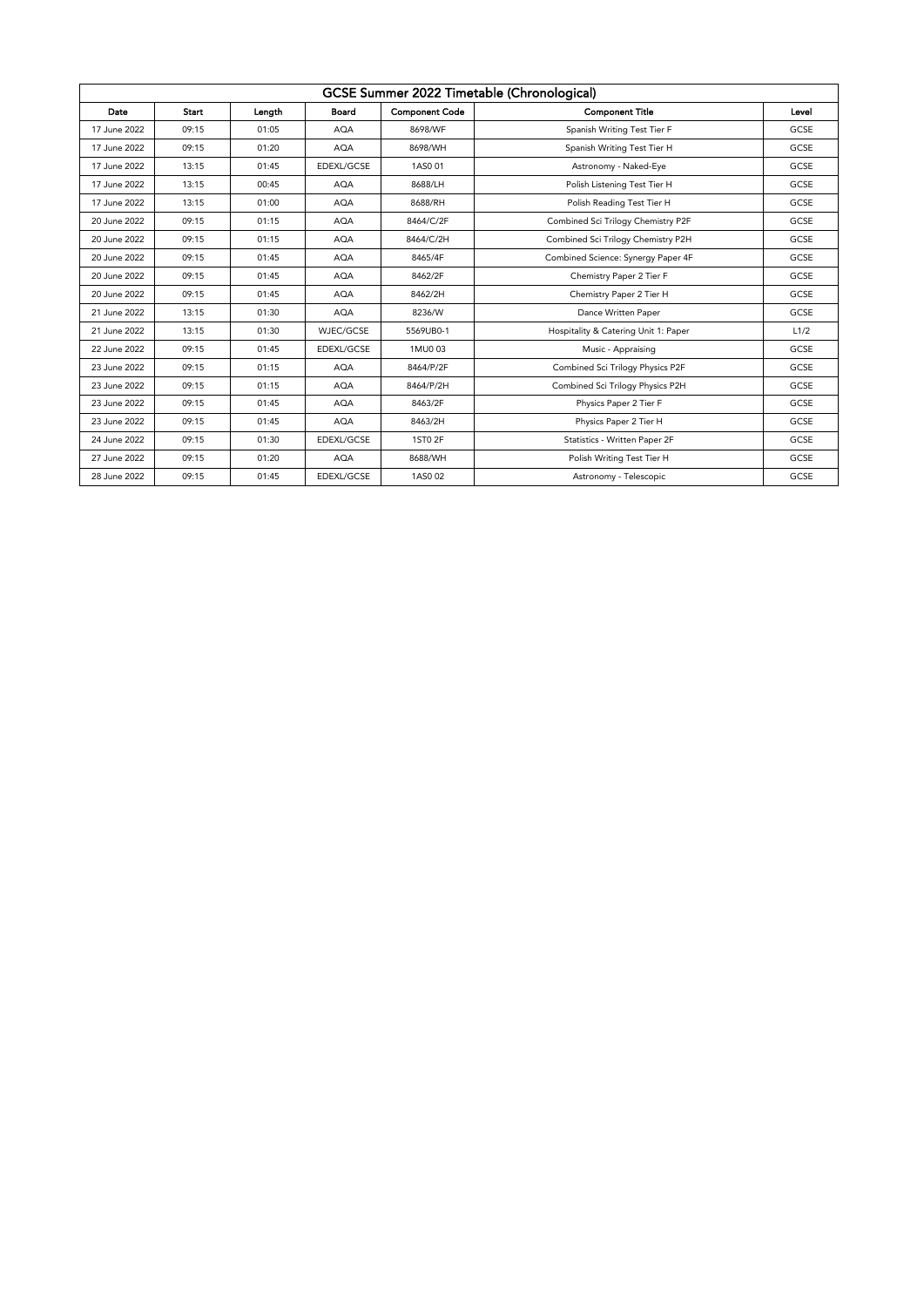| GCSE Summer 2022 Timetable (Chronological) | | | | | | |
|---|---|---|---|---|---|---|
| Date | Start | Length | Board | Component Code | Component Title | Level |
| 17 June 2022 | 09:15 | 01:05 | AQA | 8698/WF | Spanish Writing Test Tier F | GCSE |
| 17 June 2022 | 09:15 | 01:20 | AQA | 8698/WH | Spanish Writing Test Tier H | GCSE |
| 17 June 2022 | 13:15 | 01:45 | EDEXL/GCSE | 1AS0 01 | Astronomy - Naked-Eye | GCSE |
| 17 June 2022 | 13:15 | 00:45 | AQA | 8688/LH | Polish Listening Test Tier H | GCSE |
| 17 June 2022 | 13:15 | 01:00 | AQA | 8688/RH | Polish Reading Test Tier H | GCSE |
| 20 June 2022 | 09:15 | 01:15 | AQA | 8464/C/2F | Combined Sci Trilogy Chemistry P2F | GCSE |
| 20 June 2022 | 09:15 | 01:15 | AQA | 8464/C/2H | Combined Sci Trilogy Chemistry P2H | GCSE |
| 20 June 2022 | 09:15 | 01:45 | AQA | 8465/4F | Combined Science: Synergy Paper 4F | GCSE |
| 20 June 2022 | 09:15 | 01:45 | AQA | 8462/2F | Chemistry Paper 2 Tier F | GCSE |
| 20 June 2022 | 09:15 | 01:45 | AQA | 8462/2H | Chemistry Paper 2 Tier H | GCSE |
| 21 June 2022 | 13:15 | 01:30 | AQA | 8236/W | Dance Written Paper | GCSE |
| 21 June 2022 | 13:15 | 01:30 | WJEC/GCSE | 5569UB0-1 | Hospitality & Catering Unit 1: Paper | L1/2 |
| 22 June 2022 | 09:15 | 01:45 | EDEXL/GCSE | 1MU0 03 | Music - Appraising | GCSE |
| 23 June 2022 | 09:15 | 01:15 | AQA | 8464/P/2F | Combined Sci Trilogy Physics P2F | GCSE |
| 23 June 2022 | 09:15 | 01:15 | AQA | 8464/P/2H | Combined Sci Trilogy Physics P2H | GCSE |
| 23 June 2022 | 09:15 | 01:45 | AQA | 8463/2F | Physics Paper 2 Tier F | GCSE |
| 23 June 2022 | 09:15 | 01:45 | AQA | 8463/2H | Physics Paper 2 Tier H | GCSE |
| 24 June 2022 | 09:15 | 01:30 | EDEXL/GCSE | 1ST0 2F | Statistics - Written Paper 2F | GCSE |
| 27 June 2022 | 09:15 | 01:20 | AQA | 8688/WH | Polish Writing Test Tier H | GCSE |
| 28 June 2022 | 09:15 | 01:45 | EDEXL/GCSE | 1AS0 02 | Astronomy - Telescopic | GCSE |